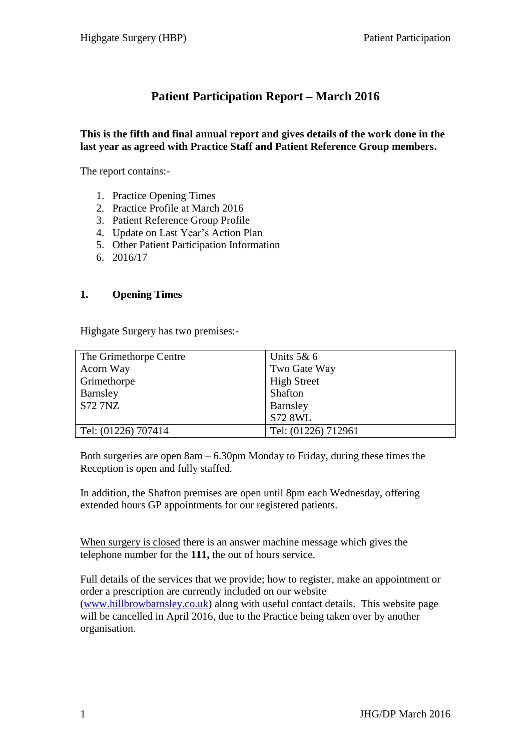# Patient Participation Report – March 2016

**This is the fifth and final annual report and gives details of the work done in the last year as agreed with Practice Staff and Patient Reference Group members.**

The report contains:-

1. Practice Opening Times
2. Practice Profile at March 2016
3. Patient Reference Group Profile
4. Update on Last Year's Action Plan
5. Other Patient Participation Information
6. 2016/17

## 1. Opening Times

Highgate Surgery has two premises:-

| The Grimethorpe Centre<br>Acorn Way<br>Grimethorpe<br>Barnsley<br>S72 7NZ | Units 5& 6<br>Two Gate Way<br>High Street<br>Shafton<br>Barnsley<br>S72 8WL |
|---|---|
| Tel: (01226) 707414 | Tel: (01226) 712961 |

Both surgeries are open 8am – 6.30pm Monday to Friday, during these times the Reception is open and fully staffed.

In addition, the Shafton premises are open until 8pm each Wednesday, offering extended hours GP appointments for our registered patients.

When surgery is closed there is an answer machine message which gives the telephone number for the **111,** the out of hours service.

Full details of the services that we provide; how to register, make an appointment or order a prescription are currently included on our website (www.hillbrowbarnsley.co.uk) along with useful contact details. This website page will be cancelled in April 2016, due to the Practice being taken over by another organisation.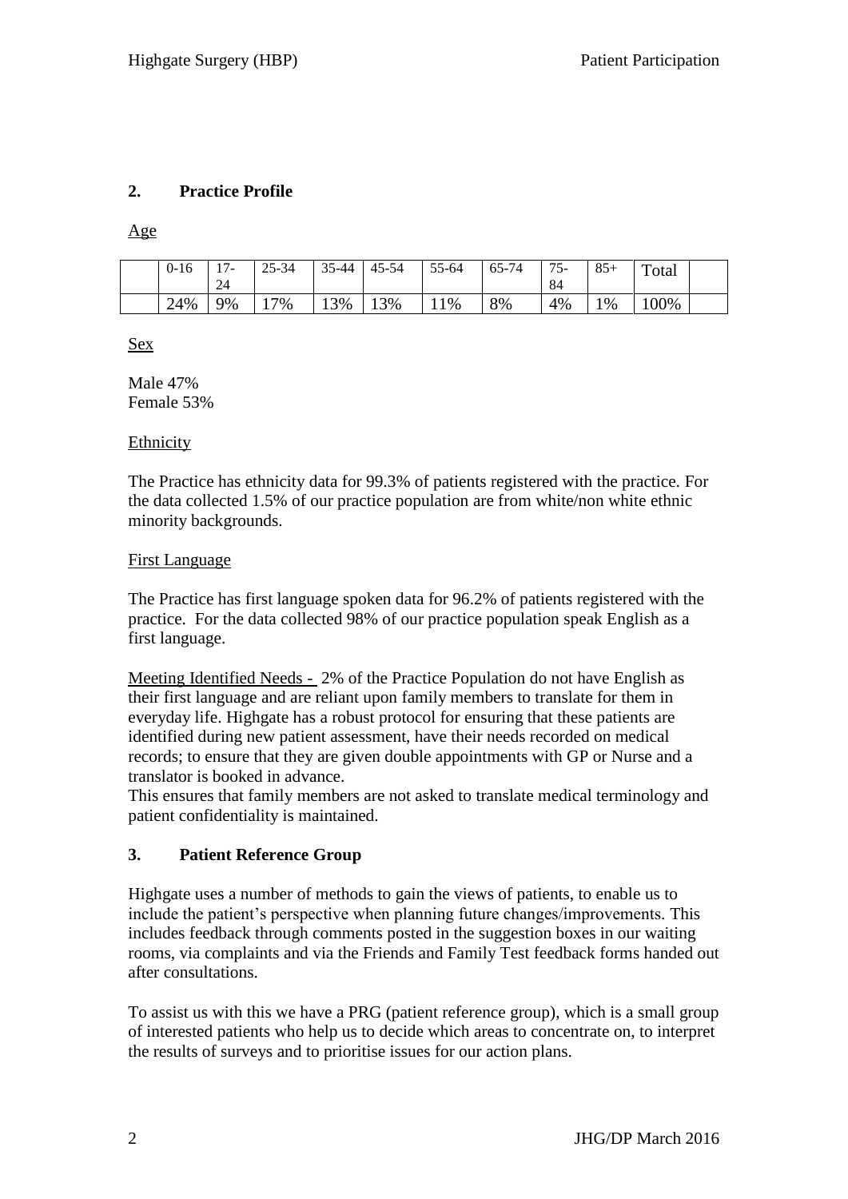## 2. Practice Profile

Age

| | 0-16 | 17-24 | 25-34 | 35-44 | 45-54 | 55-64 | 65-74 | 75-84 | 85+ | Total | |
|---|---|---|---|---|---|---|---|---|---|---|---|
| | 24% | 9% | 17% | 13% | 13% | 11% | 8% | 4% | 1% | 100% | |

Sex

Male 47%
Female 53%

Ethnicity

The Practice has ethnicity data for 99.3% of patients registered with the practice. For the data collected 1.5% of our practice population are from white/non white ethnic minority backgrounds.

First Language

The Practice has first language spoken data for 96.2% of patients registered with the practice. For the data collected 98% of our practice population speak English as a first language.

Meeting Identified Needs - 2% of the Practice Population do not have English as their first language and are reliant upon family members to translate for them in everyday life. Highgate has a robust protocol for ensuring that these patients are identified during new patient assessment, have their needs recorded on medical records; to ensure that they are given double appointments with GP or Nurse and a translator is booked in advance.
This ensures that family members are not asked to translate medical terminology and patient confidentiality is maintained.

## 3. Patient Reference Group

Highgate uses a number of methods to gain the views of patients, to enable us to include the patient's perspective when planning future changes/improvements. This includes feedback through comments posted in the suggestion boxes in our waiting rooms, via complaints and via the Friends and Family Test feedback forms handed out after consultations.

To assist us with this we have a PRG (patient reference group), which is a small group of interested patients who help us to decide which areas to concentrate on, to interpret the results of surveys and to prioritise issues for our action plans.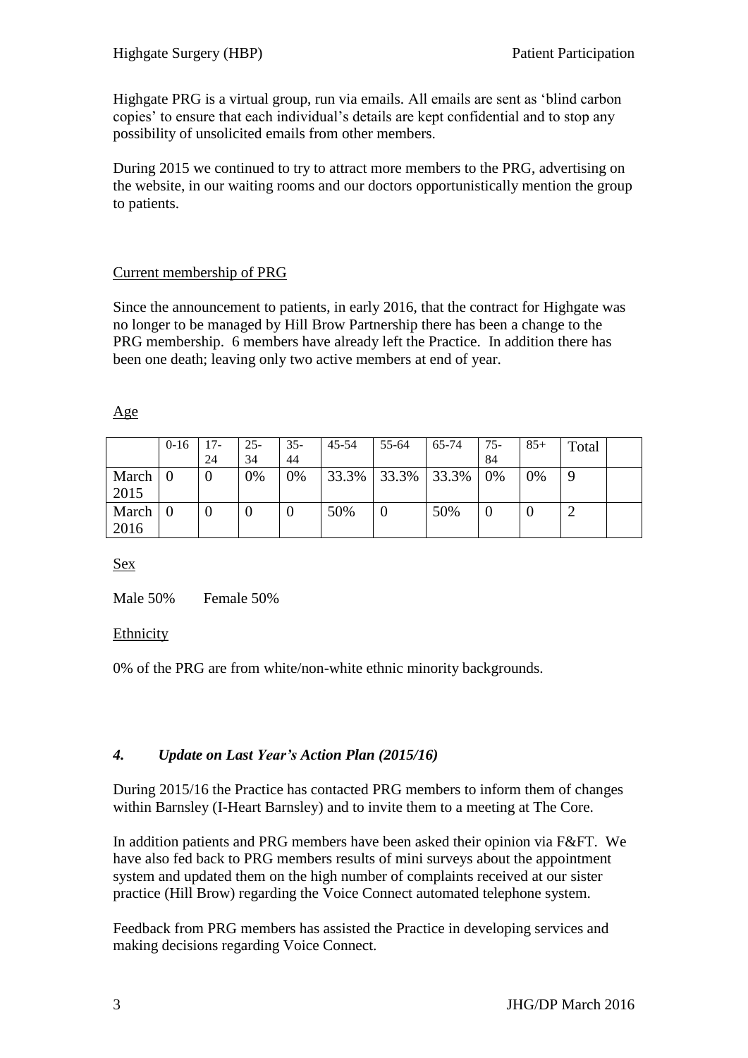Highgate PRG is a virtual group, run via emails. All emails are sent as 'blind carbon copies' to ensure that each individual's details are kept confidential and to stop any possibility of unsolicited emails from other members.

During 2015 we continued to try to attract more members to the PRG, advertising on the website, in our waiting rooms and our doctors opportunistically mention the group to patients.

Current membership of PRG

Since the announcement to patients, in early 2016, that the contract for Highgate was no longer to be managed by Hill Brow Partnership there has been a change to the PRG membership. 6 members have already left the Practice. In addition there has been one death; leaving only two active members at end of year.

Age

| | 0-16 | 17-24 | 25-34 | 35-44 | 45-54 | 55-64 | 65-74 | 75-84 | 85+ | Total | |
|---|---|---|---|---|---|---|---|---|---|---|---|
| March 2015 | 0 | 0 | 0% | 0% | 33.3% | 33.3% | 33.3% | 0% | 0% | 9 | |
| March 2016 | 0 | 0 | 0 | 0 | 50% | 0 | 50% | 0 | 0 | 2 | |

Sex

Male 50%  Female 50%

Ethnicity

0% of the PRG are from white/non-white ethnic minority backgrounds.

### *4. Update on Last Year's Action Plan (2015/16)*

During 2015/16 the Practice has contacted PRG members to inform them of changes within Barnsley (I-Heart Barnsley) and to invite them to a meeting at The Core.

In addition patients and PRG members have been asked their opinion via F&FT. We have also fed back to PRG members results of mini surveys about the appointment system and updated them on the high number of complaints received at our sister practice (Hill Brow) regarding the Voice Connect automated telephone system.

Feedback from PRG members has assisted the Practice in developing services and making decisions regarding Voice Connect.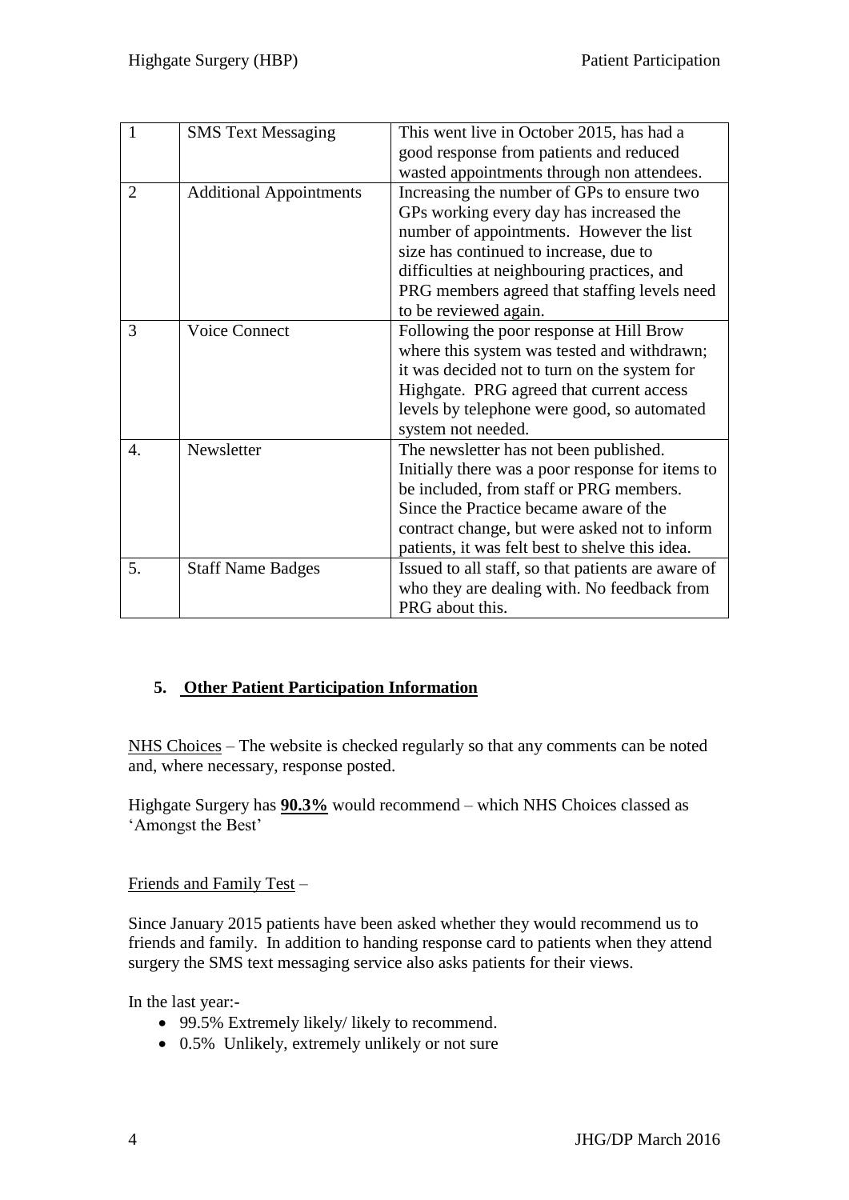| 1 | SMS Text Messaging | This went live in October 2015, has had a good response from patients and reduced wasted appointments through non attendees. |
|---|---|---|
| 2 | Additional Appointments | Increasing the number of GPs to ensure two GPs working every day has increased the number of appointments. However the list size has continued to increase, due to difficulties at neighbouring practices, and PRG members agreed that staffing levels need to be reviewed again. |
| 3 | Voice Connect | Following the poor response at Hill Brow where this system was tested and withdrawn; it was decided not to turn on the system for Highgate. PRG agreed that current access levels by telephone were good, so automated system not needed. |
| 4. | Newsletter | The newsletter has not been published. Initially there was a poor response for items to be included, from staff or PRG members. Since the Practice became aware of the contract change, but were asked not to inform patients, it was felt best to shelve this idea. |
| 5. | Staff Name Badges | Issued to all staff, so that patients are aware of who they are dealing with. No feedback from PRG about this. |

## 5. Other Patient Participation Information

NHS Choices – The website is checked regularly so that any comments can be noted and, where necessary, response posted.

Highgate Surgery has **90.3%** would recommend – which NHS Choices classed as 'Amongst the Best'

Friends and Family Test –

Since January 2015 patients have been asked whether they would recommend us to friends and family. In addition to handing response card to patients when they attend surgery the SMS text messaging service also asks patients for their views.

In the last year:-

- 99.5% Extremely likely/ likely to recommend.
- 0.5% Unlikely, extremely unlikely or not sure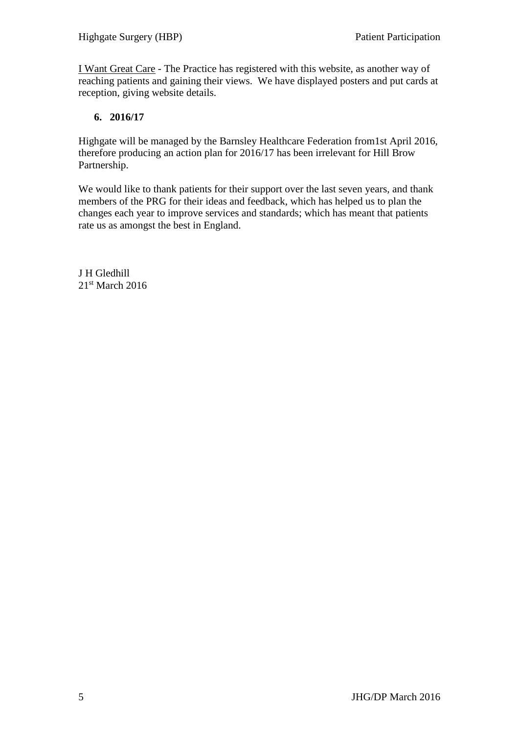I Want Great Care - The Practice has registered with this website, as another way of reaching patients and gaining their views. We have displayed posters and put cards at reception, giving website details.

## 6. 2016/17

Highgate will be managed by the Barnsley Healthcare Federation from1st April 2016, therefore producing an action plan for 2016/17 has been irrelevant for Hill Brow Partnership.

We would like to thank patients for their support over the last seven years, and thank members of the PRG for their ideas and feedback, which has helped us to plan the changes each year to improve services and standards; which has meant that patients rate us as amongst the best in England.

J H Gledhill
21st March 2016